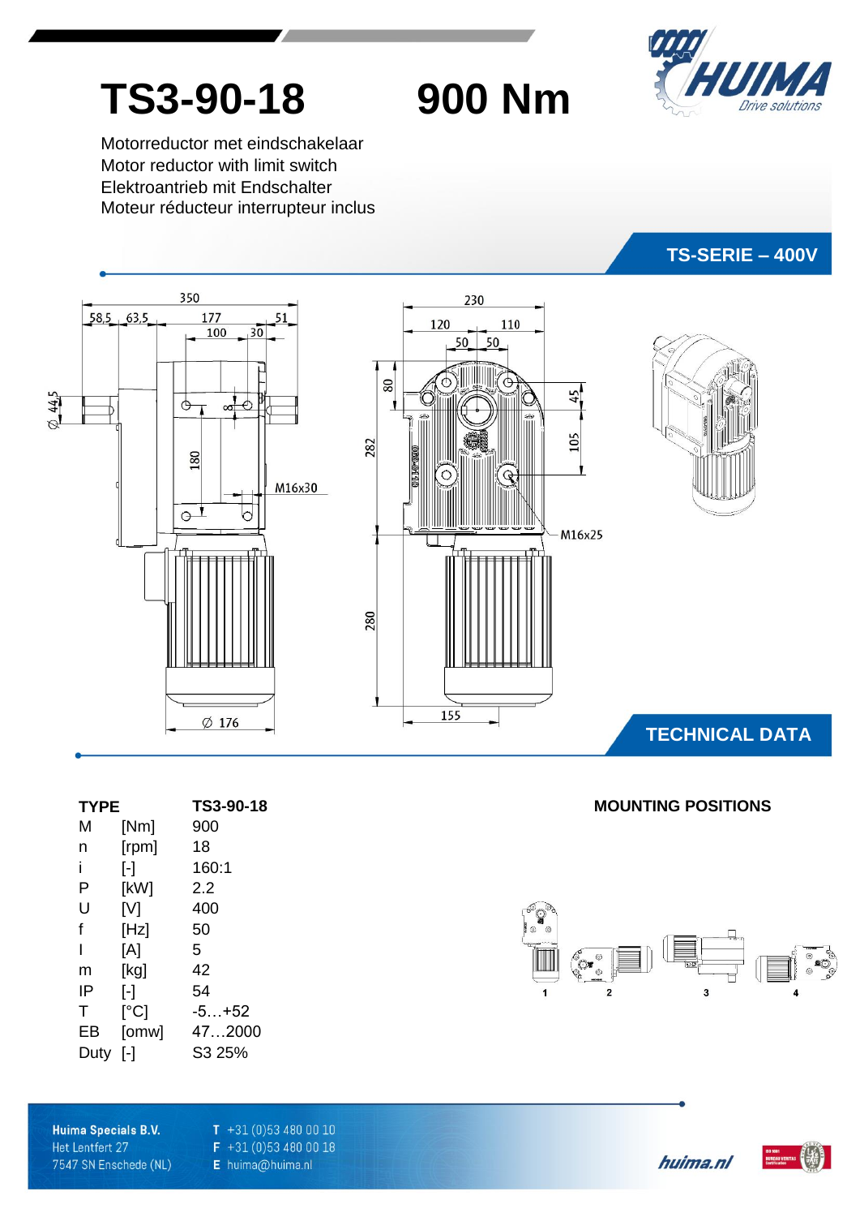# TS3-90-18 900 Nm

Motorreductor met eindschakelaar
Motor reductor with limit switch
Elektroantrieb mit Endschalter
Moteur réducteur interrupteur inclus

**TS-SERIE – 400V**

## TECHNICAL DATA

| TYPE | | TS3-90-18 |
|---|---|---|
| M | [Nm] | 900 |
| n | [rpm] | 18 |
| i | [-] | 160:1 |
| P | [kW] | 2.2 |
| U | [V] | 400 |
| f | [Hz] | 50 |
| I | [A] | 5 |
| m | [kg] | 42 |
| IP | [-] | 54 |
| T | [°C] | -5…+52 |
| EB | [omw] | 47…2000 |
| Duty | [-] | S3 25% |

**MOUNTING POSITIONS**

1 2 3 4

**Huima Specials B.V.**
Het Lentfert 27
7547 SN Enschede (NL)

**T** +31 (0)53 480 00 10
**F** +31 (0)53 480 00 18
**E** huima@huima.nl

huima.nl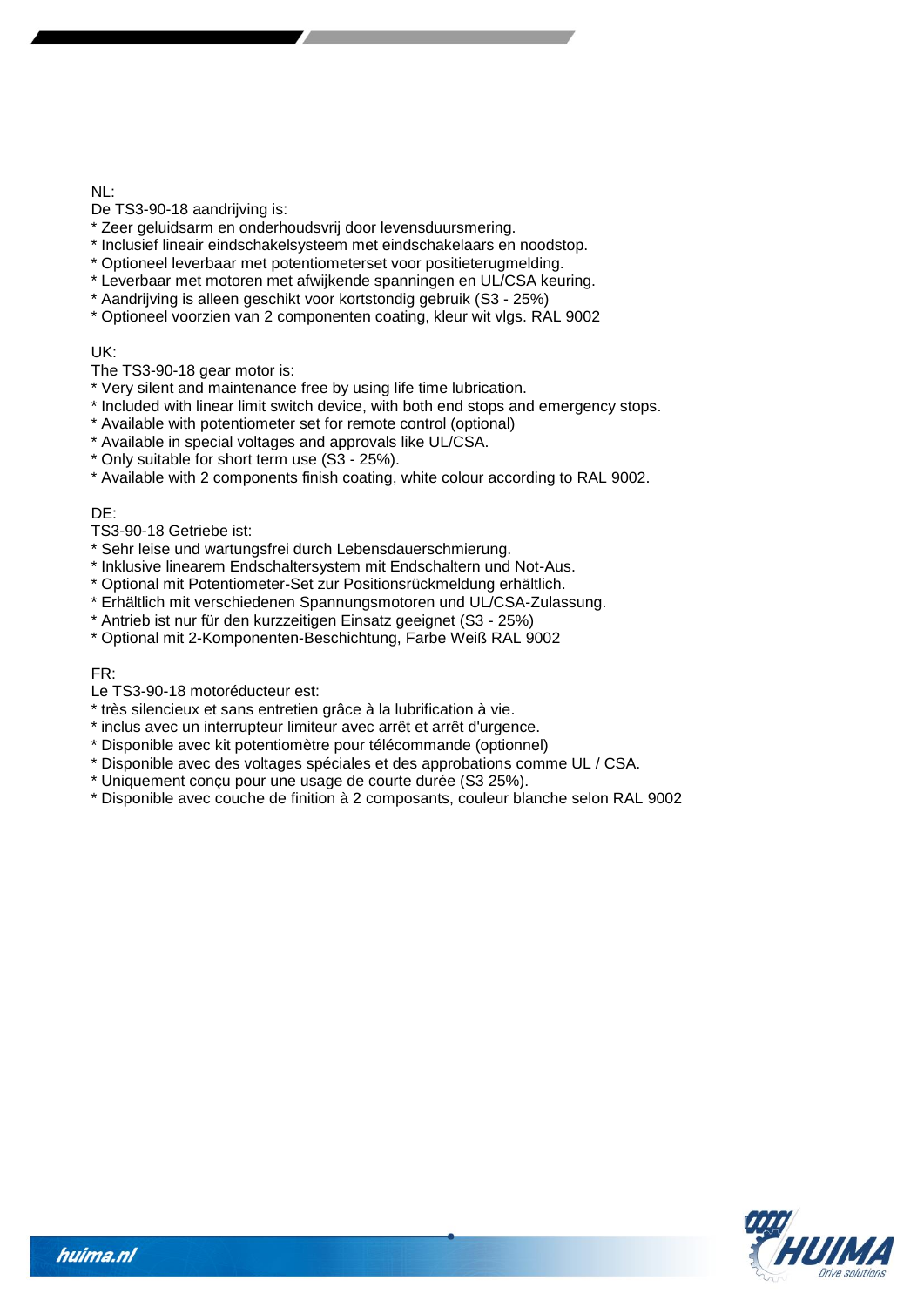NL:

De TS3-90-18 aandrijving is:

* Zeer geluidsarm en onderhoudsvrij door levensduursmering.
* Inclusief lineair eindschakelsysteem met eindschakelaars en noodstop.
* Optioneel leverbaar met potentiometerset voor positieterugmelding.
* Leverbaar met motoren met afwijkende spanningen en UL/CSA keuring.
* Aandrijving is alleen geschikt voor kortstondig gebruik (S3 - 25%)
* Optioneel voorzien van 2 componenten coating, kleur wit vlgs. RAL 9002

UK:

The TS3-90-18 gear motor is:

* Very silent and maintenance free by using life time lubrication.
* Included with linear limit switch device, with both end stops and emergency stops.
* Available with potentiometer set for remote control (optional)
* Available in special voltages and approvals like UL/CSA.
* Only suitable for short term use (S3 - 25%).
* Available with 2 components finish coating, white colour according to RAL 9002.

DE:

TS3-90-18 Getriebe ist:

* Sehr leise und wartungsfrei durch Lebensdauerschmierung.
* Inklusive linearem Endschaltersystem mit Endschaltern und Not-Aus.
* Optional mit Potentiometer-Set zur Positionsrückmeldung erhältlich.
* Erhältlich mit verschiedenen Spannungsmotoren und UL/CSA-Zulassung.
* Antrieb ist nur für den kurzzeitigen Einsatz geeignet (S3 - 25%)
* Optional mit 2-Komponenten-Beschichtung, Farbe Weiß RAL 9002

FR:

Le TS3-90-18 motoréducteur est:

* très silencieux et sans entretien grâce à la lubrification à vie.
* inclus avec un interrupteur limiteur avec arrêt et arrêt d'urgence.
* Disponible avec kit potentiomètre pour télécommande (optionnel)
* Disponible avec des voltages spéciales et des approbations comme UL / CSA.
* Uniquement conçu pour une usage de courte durée (S3 25%).
* Disponible avec couche de finition à 2 composants, couleur blanche selon RAL 9002